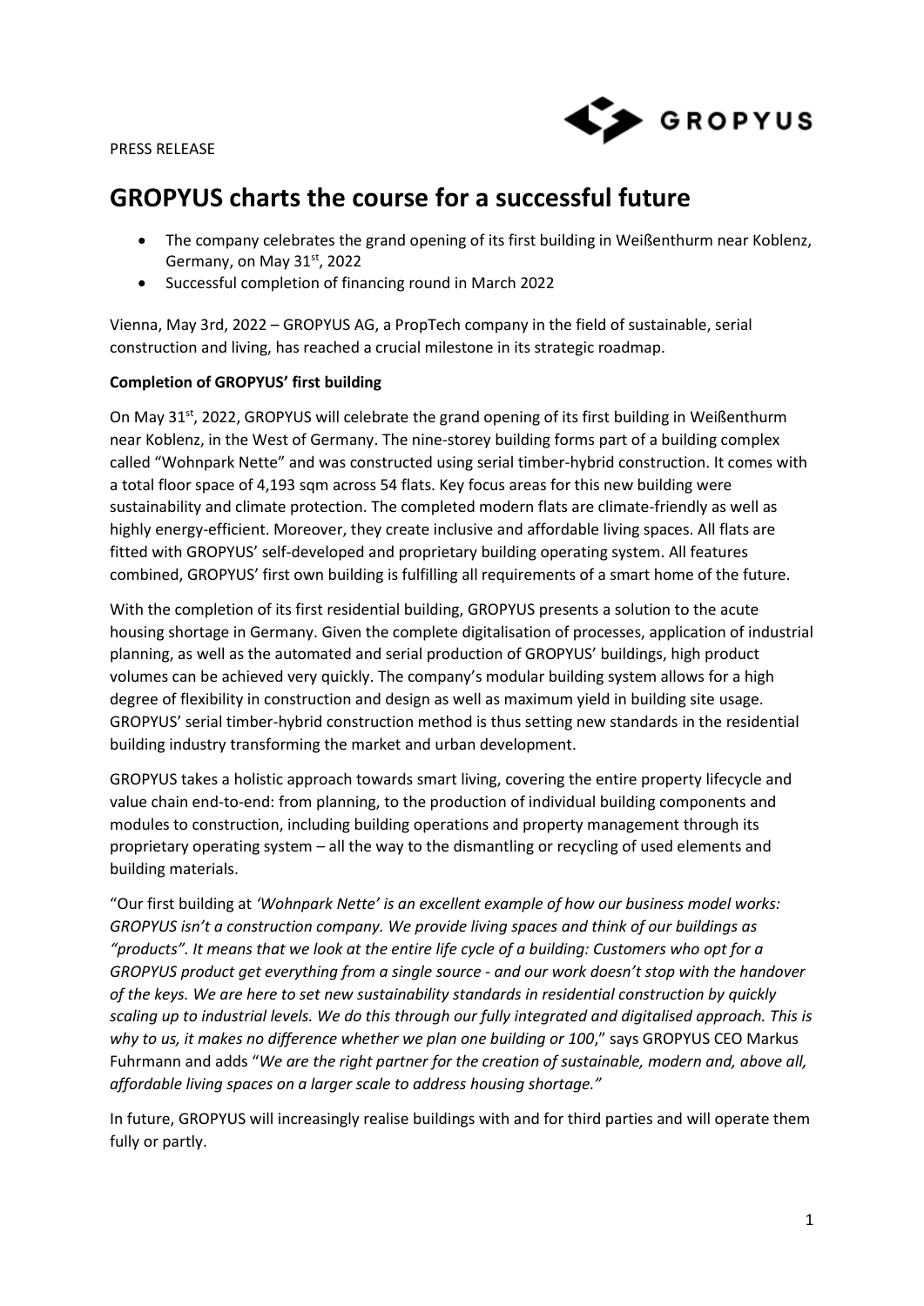PRESS RELEASE

# GROPYUS charts the course for a successful future

- The company celebrates the grand opening of its first building in Weißenthurm near Koblenz, Germany, on May 31st, 2022
- Successful completion of financing round in March 2022

Vienna, May 3rd, 2022 – GROPYUS AG, a PropTech company in the field of sustainable, serial construction and living, has reached a crucial milestone in its strategic roadmap.

**Completion of GROPYUS' first building**

On May 31st, 2022, GROPYUS will celebrate the grand opening of its first building in Weißenthurm near Koblenz, in the West of Germany. The nine-storey building forms part of a building complex called "Wohnpark Nette" and was constructed using serial timber-hybrid construction. It comes with a total floor space of 4,193 sqm across 54 flats. Key focus areas for this new building were sustainability and climate protection. The completed modern flats are climate-friendly as well as highly energy-efficient. Moreover, they create inclusive and affordable living spaces. All flats are fitted with GROPYUS' self-developed and proprietary building operating system. All features combined, GROPYUS' first own building is fulfilling all requirements of a smart home of the future.

With the completion of its first residential building, GROPYUS presents a solution to the acute housing shortage in Germany. Given the complete digitalisation of processes, application of industrial planning, as well as the automated and serial production of GROPYUS' buildings, high product volumes can be achieved very quickly. The company's modular building system allows for a high degree of flexibility in construction and design as well as maximum yield in building site usage. GROPYUS' serial timber-hybrid construction method is thus setting new standards in the residential building industry transforming the market and urban development.

GROPYUS takes a holistic approach towards smart living, covering the entire property lifecycle and value chain end-to-end: from planning, to the production of individual building components and modules to construction, including building operations and property management through its proprietary operating system – all the way to the dismantling or recycling of used elements and building materials.

"Our first building at *'Wohnpark Nette' is an excellent example of how our business model works: GROPYUS isn't a construction company. We provide living spaces and think of our buildings as "products". It means that we look at the entire life cycle of a building: Customers who opt for a GROPYUS product get everything from a single source - and our work doesn't stop with the handover of the keys. We are here to set new sustainability standards in residential construction by quickly scaling up to industrial levels. We do this through our fully integrated and digitalised approach. This is why to us, it makes no difference whether we plan one building or 100*," says GROPYUS CEO Markus Fuhrmann and adds "*We are the right partner for the creation of sustainable, modern and, above all, affordable living spaces on a larger scale to address housing shortage."*

In future, GROPYUS will increasingly realise buildings with and for third parties and will operate them fully or partly.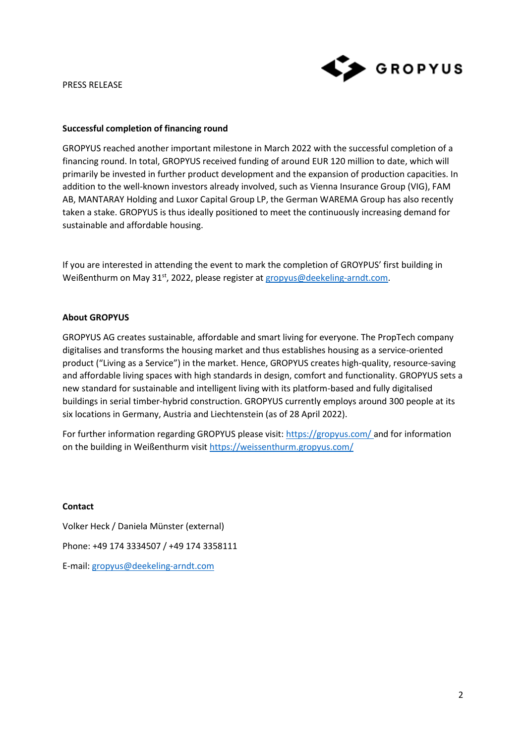PRESS RELEASE

**Successful completion of financing round**

GROPYUS reached another important milestone in March 2022 with the successful completion of a financing round. In total, GROPYUS received funding of around EUR 120 million to date, which will primarily be invested in further product development and the expansion of production capacities. In addition to the well-known investors already involved, such as Vienna Insurance Group (VIG), FAM AB, MANTARAY Holding and Luxor Capital Group LP, the German WAREMA Group has also recently taken a stake. GROPYUS is thus ideally positioned to meet the continuously increasing demand for sustainable and affordable housing.

If you are interested in attending the event to mark the completion of GROYPUS' first building in Weißenthurm on May 31st, 2022, please register at gropyus@deekeling-arndt.com.

**About GROPYUS**

GROPYUS AG creates sustainable, affordable and smart living for everyone. The PropTech company digitalises and transforms the housing market and thus establishes housing as a service-oriented product ("Living as a Service") in the market. Hence, GROPYUS creates high-quality, resource-saving and affordable living spaces with high standards in design, comfort and functionality. GROPYUS sets a new standard for sustainable and intelligent living with its platform-based and fully digitalised buildings in serial timber-hybrid construction. GROPYUS currently employs around 300 people at its six locations in Germany, Austria and Liechtenstein (as of 28 April 2022).

For further information regarding GROPYUS please visit: https://gropyus.com/ and for information on the building in Weißenthurm visit https://weissenthurm.gropyus.com/

**Contact**

Volker Heck / Daniela Münster (external)

Phone: +49 174 3334507 / +49 174 3358111

E-mail: gropyus@deekeling-arndt.com